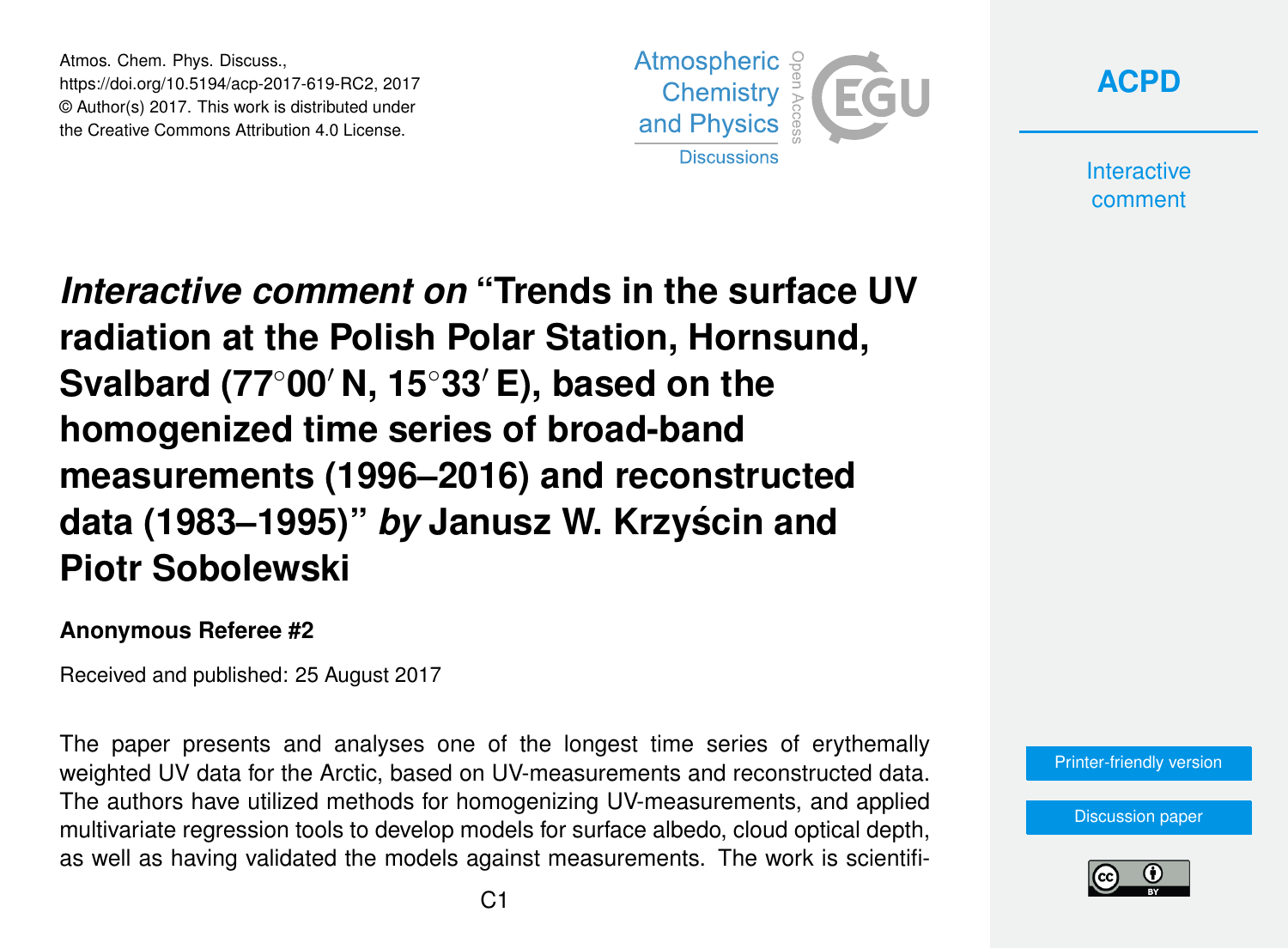# *Interactive comment on* "Trends in the surface UV radiation at the Polish Polar Station, Hornsund, Svalbard (77°00′ N, 15°33′ E), based on the homogenized time series of broad-band measurements (1996–2016) and reconstructed data (1983–1995)" *by* Janusz W. Krzyścin and Piotr Sobolewski

**Anonymous Referee #2**

Received and published: 25 August 2017

The paper presents and analyses one of the longest time series of erythemally weighted UV data for the Arctic, based on UV-measurements and reconstructed data. The authors have utilized methods for homogenizing UV-measurements, and applied multivariate regression tools to develop models for surface albedo, cloud optical depth, as well as having validated the models against measurements. The work is scientifi-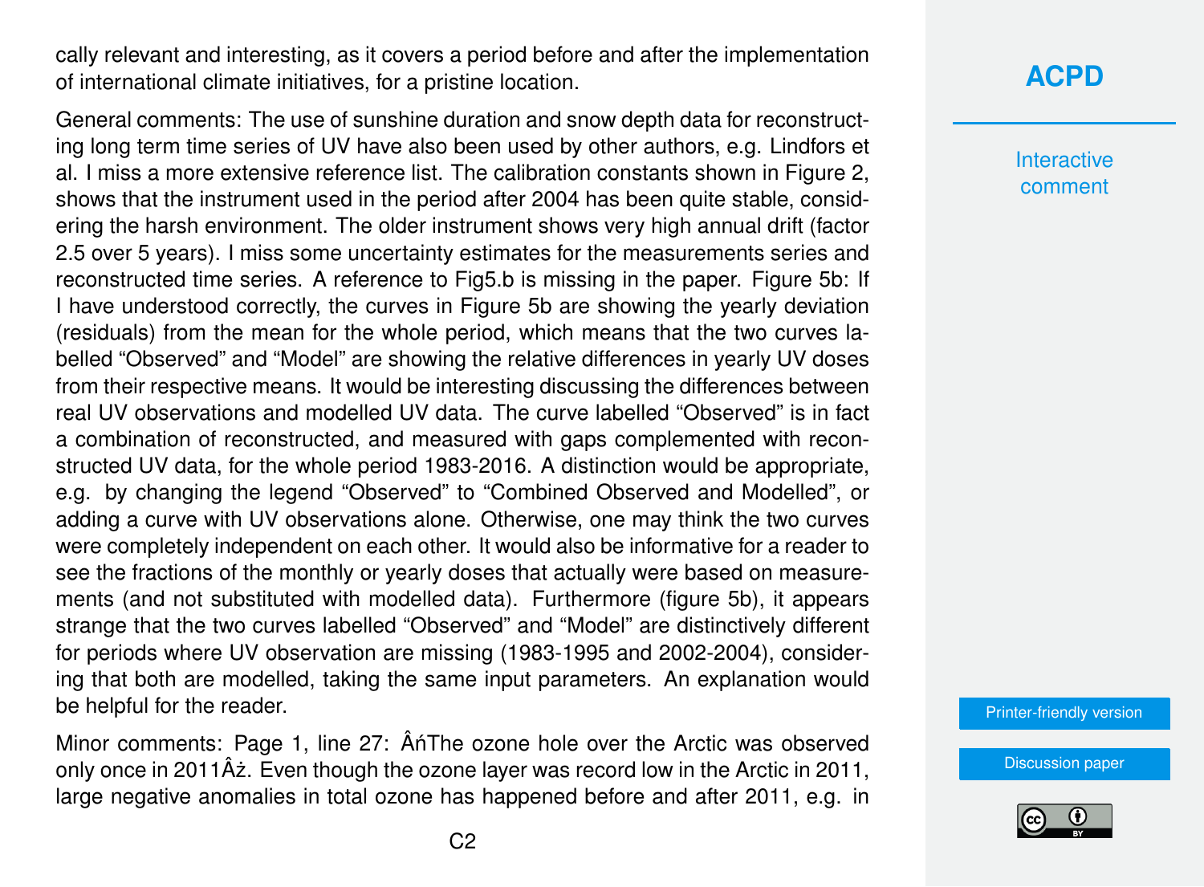cally relevant and interesting, as it covers a period before and after the implementation of international climate initiatives, for a pristine location.

General comments: The use of sunshine duration and snow depth data for reconstructing long term time series of UV have also been used by other authors, e.g. Lindfors et al. I miss a more extensive reference list. The calibration constants shown in Figure 2, shows that the instrument used in the period after 2004 has been quite stable, considering the harsh environment. The older instrument shows very high annual drift (factor 2.5 over 5 years). I miss some uncertainty estimates for the measurements series and reconstructed time series. A reference to Fig5.b is missing in the paper. Figure 5b: If I have understood correctly, the curves in Figure 5b are showing the yearly deviation (residuals) from the mean for the whole period, which means that the two curves labelled "Observed" and "Model" are showing the relative differences in yearly UV doses from their respective means. It would be interesting discussing the differences between real UV observations and modelled UV data. The curve labelled "Observed" is in fact a combination of reconstructed, and measured with gaps complemented with reconstructed UV data, for the whole period 1983-2016. A distinction would be appropriate, e.g. by changing the legend "Observed" to "Combined Observed and Modelled", or adding a curve with UV observations alone. Otherwise, one may think the two curves were completely independent on each other. It would also be informative for a reader to see the fractions of the monthly or yearly doses that actually were based on measurements (and not substituted with modelled data). Furthermore (figure 5b), it appears strange that the two curves labelled "Observed" and "Model" are distinctively different for periods where UV observation are missing (1983-1995 and 2002-2004), considering that both are modelled, taking the same input parameters. An explanation would be helpful for the reader.

Minor comments: Page 1, line 27: ÂńThe ozone hole over the Arctic was observed only once in 2011Âż. Even though the ozone layer was record low in the Arctic in 2011, large negative anomalies in total ozone has happened before and after 2011, e.g. in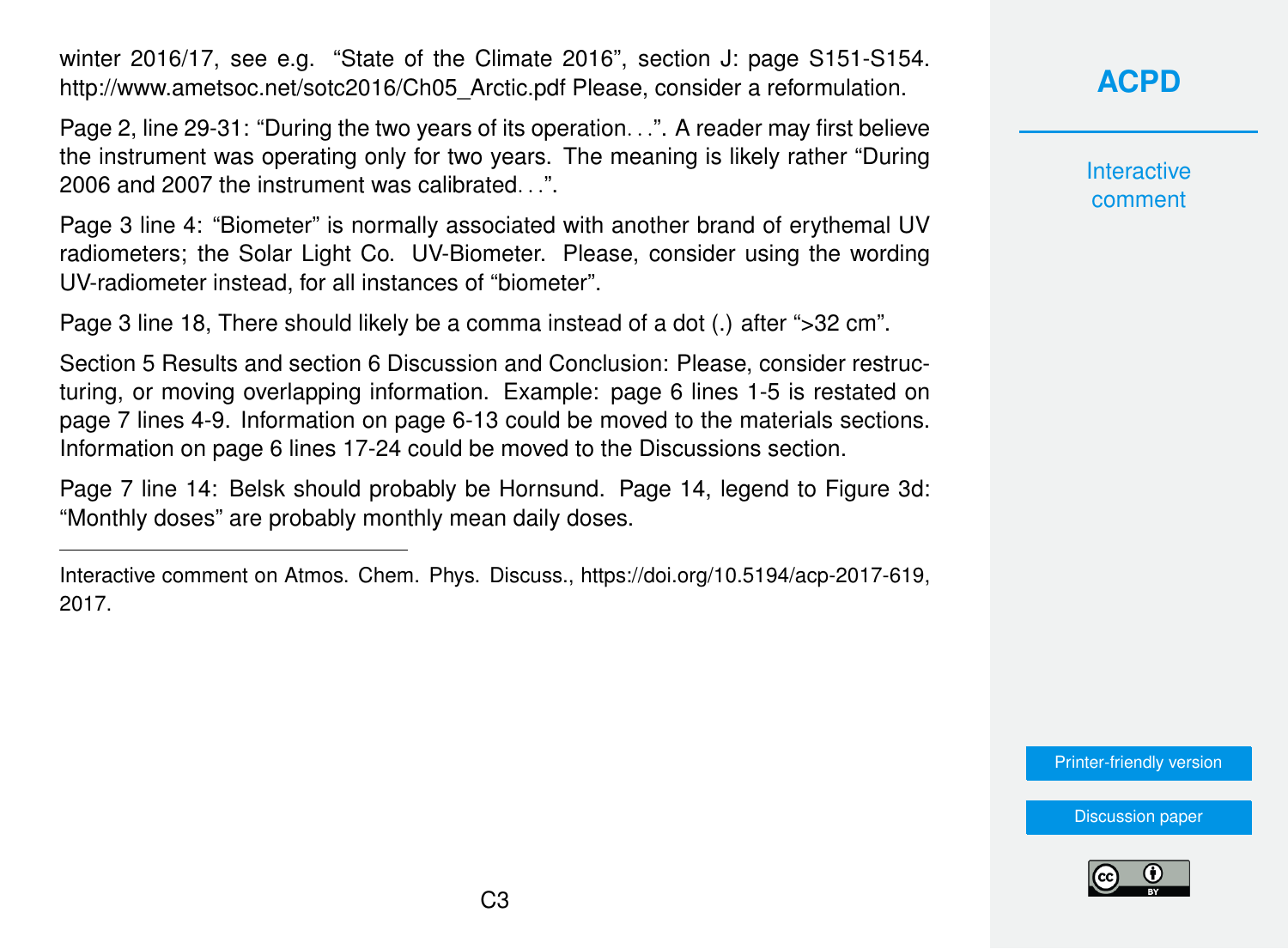winter 2016/17, see e.g. "State of the Climate 2016", section J: page S151-S154. http://www.ametsoc.net/sotc2016/Ch05_Arctic.pdf Please, consider a reformulation.

Page 2, line 29-31: "During the two years of its operation. . .". A reader may first believe the instrument was operating only for two years. The meaning is likely rather "During 2006 and 2007 the instrument was calibrated. . .".

Page 3 line 4: "Biometer" is normally associated with another brand of erythemal UV radiometers; the Solar Light Co. UV-Biometer. Please, consider using the wording UV-radiometer instead, for all instances of "biometer".

Page 3 line 18, There should likely be a comma instead of a dot (.) after ">32 cm".

Section 5 Results and section 6 Discussion and Conclusion: Please, consider restructuring, or moving overlapping information. Example: page 6 lines 1-5 is restated on page 7 lines 4-9. Information on page 6-13 could be moved to the materials sections. Information on page 6 lines 17-24 could be moved to the Discussions section.

Page 7 line 14: Belsk should probably be Hornsund. Page 14, legend to Figure 3d: "Monthly doses" are probably monthly mean daily doses.

---

Interactive comment on Atmos. Chem. Phys. Discuss., https://doi.org/10.5194/acp-2017-619, 2017.